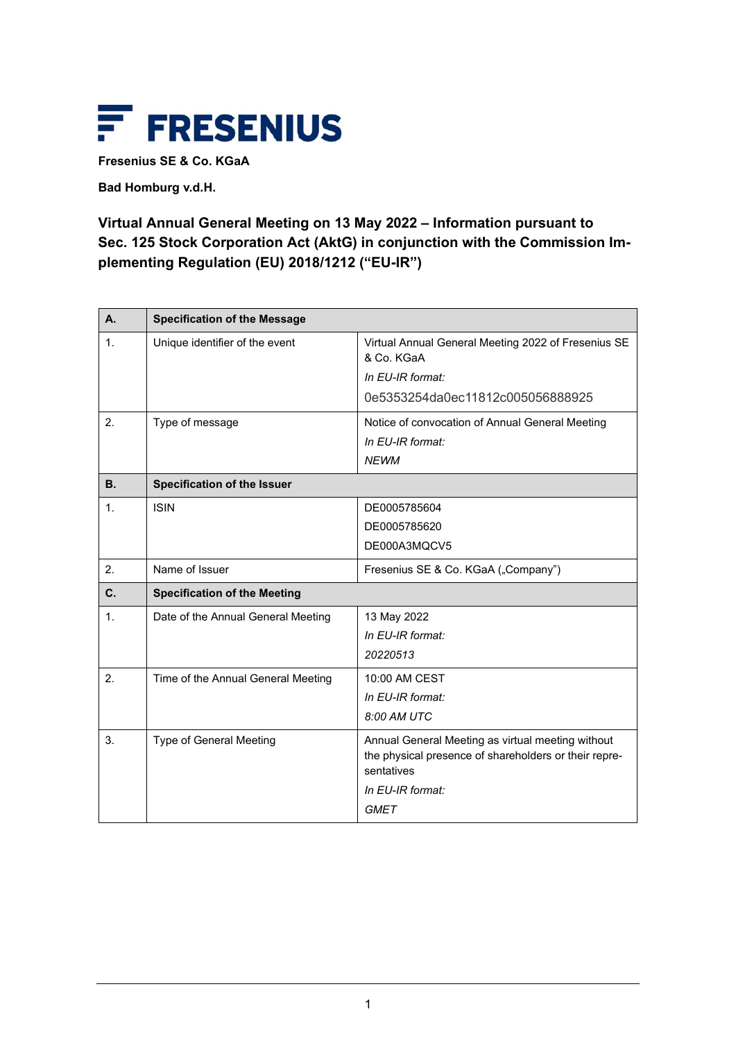**FRESENIUS**

**Fresenius SE & Co. KGaA**

**Bad Homburg v.d.H.**

# Virtual Annual General Meeting on 13 May 2022 – Information pursuant to Sec. 125 Stock Corporation Act (AktG) in conjunction with the Commission Implementing Regulation (EU) 2018/1212 ("EU-IR")

| **A.** | **Specification of the Message** | |
|---|---|---|
| 1. | Unique identifier of the event | Virtual Annual General Meeting 2022 of Fresenius SE & Co. KGaA<br>*In EU-IR format:*<br>0e5353254da0ec11812c005056888925 |
| 2. | Type of message | Notice of convocation of Annual General Meeting<br>*In EU-IR format:*<br>*NEWM* |
| **B.** | **Specification of the Issuer** | |
| 1. | ISIN | DE0005785604<br>DE0005785620<br>DE000A3MQCV5 |
| 2. | Name of Issuer | Fresenius SE & Co. KGaA („Company") |
| **C.** | **Specification of the Meeting** | |
| 1. | Date of the Annual General Meeting | 13 May 2022<br>*In EU-IR format:*<br>*20220513* |
| 2. | Time of the Annual General Meeting | 10:00 AM CEST<br>*In EU-IR format:*<br>*8:00 AM UTC* |
| 3. | Type of General Meeting | Annual General Meeting as virtual meeting without the physical presence of shareholders or their representatives<br>*In EU-IR format:*<br>*GMET* |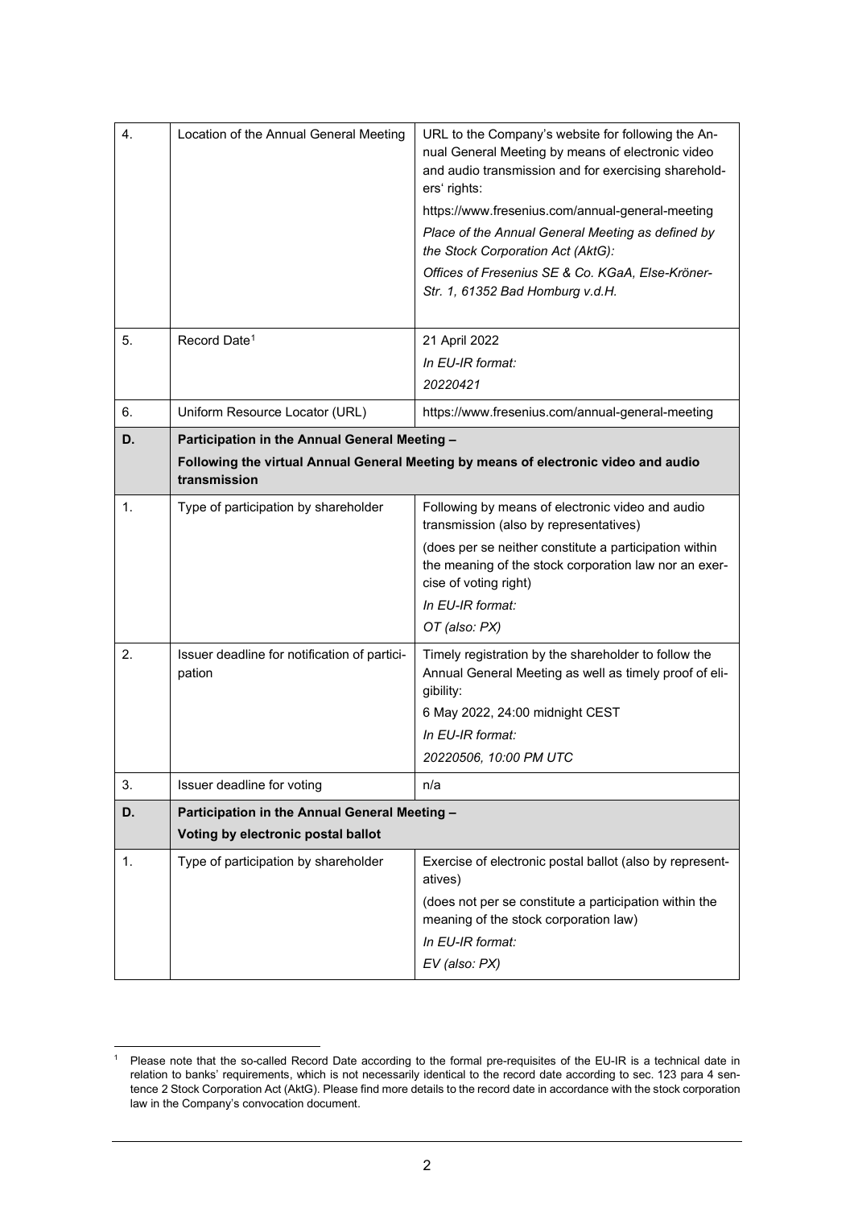| | | |
|---|---|---|
| 4. | Location of the Annual General Meeting | URL to the Company's website for following the Annual General Meeting by means of electronic video and audio transmission and for exercising shareholders' rights:<br>https://www.fresenius.com/annual-general-meeting<br>*Place of the Annual General Meeting as defined by the Stock Corporation Act (AktG):*<br>*Offices of Fresenius SE & Co. KGaA, Else-Kröner-Str. 1, 61352 Bad Homburg v.d.H.* |
| 5. | Record Date[1] | 21 April 2022<br>*In EU-IR format:*<br>*20220421* |
| 6. | Uniform Resource Locator (URL) | https://www.fresenius.com/annual-general-meeting |
| **D.** | **Participation in the Annual General Meeting –**<br>**Following the virtual Annual General Meeting by means of electronic video and audio transmission** | |
| 1. | Type of participation by shareholder | Following by means of electronic video and audio transmission (also by representatives)<br>(does per se neither constitute a participation within the meaning of the stock corporation law nor an exercise of voting right)<br>*In EU-IR format:*<br>*OT (also: PX)* |
| 2. | Issuer deadline for notification of participation | Timely registration by the shareholder to follow the Annual General Meeting as well as timely proof of eligibility:<br>6 May 2022, 24:00 midnight CEST<br>*In EU-IR format:*<br>*20220506, 10:00 PM UTC* |
| 3. | Issuer deadline for voting | n/a |
| **D.** | **Participation in the Annual General Meeting –**<br>**Voting by electronic postal ballot** | |
| 1. | Type of participation by shareholder | Exercise of electronic postal ballot (also by representatives)<br>(does not per se constitute a participation within the meaning of the stock corporation law)<br>*In EU-IR format:*<br>*EV (also: PX)* |

[1] Please note that the so-called Record Date according to the formal pre-requisites of the EU-IR is a technical date in relation to banks' requirements, which is not necessarily identical to the record date according to sec. 123 para 4 sentence 2 Stock Corporation Act (AktG). Please find more details to the record date in accordance with the stock corporation law in the Company's convocation document.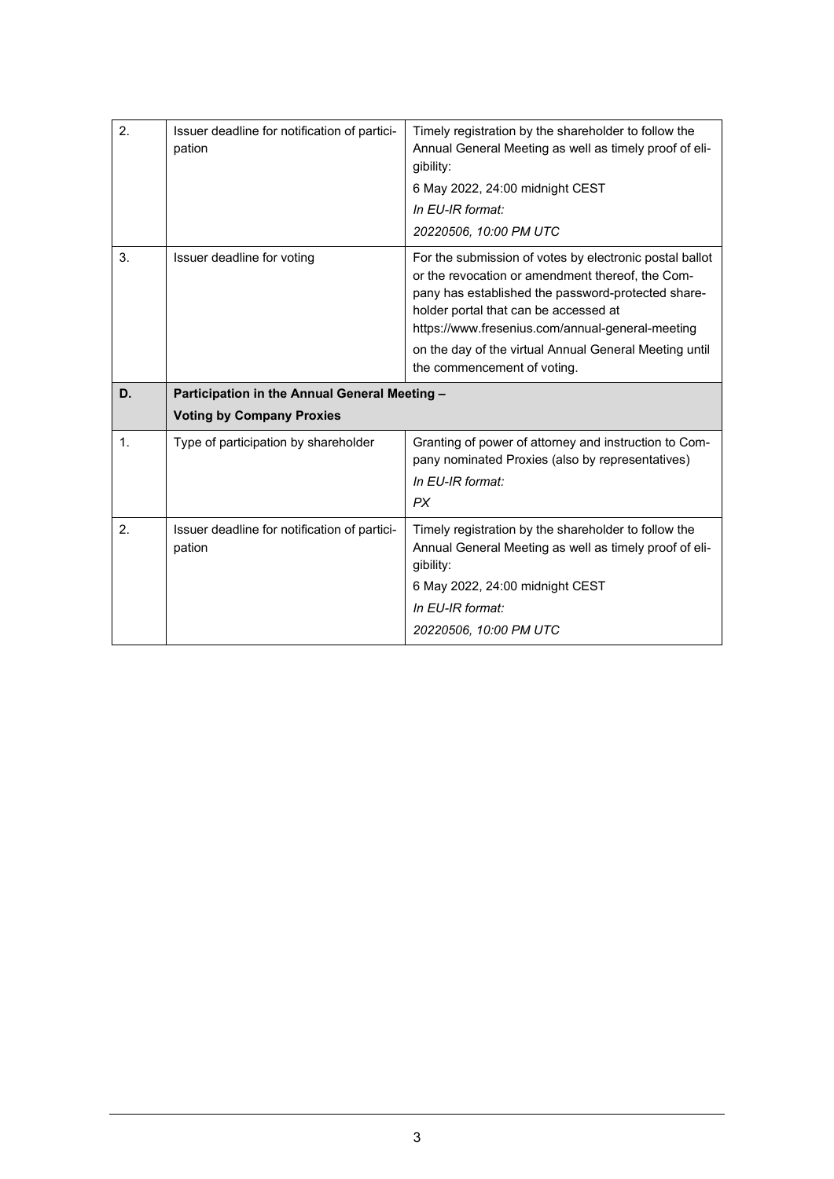| | | |
|---|---|---|
| 2. | Issuer deadline for notification of participation | Timely registration by the shareholder to follow the Annual General Meeting as well as timely proof of eligibility:<br>6 May 2022, 24:00 midnight CEST<br>*In EU-IR format:*<br>*20220506, 10:00 PM UTC* |
| 3. | Issuer deadline for voting | For the submission of votes by electronic postal ballot or the revocation or amendment thereof, the Company has established the password-protected shareholder portal that can be accessed at https://www.fresenius.com/annual-general-meeting<br>on the day of the virtual Annual General Meeting until the commencement of voting. |
| **D.** | **Participation in the Annual General Meeting –**<br>**Voting by Company Proxies** | |
| 1. | Type of participation by shareholder | Granting of power of attorney and instruction to Company nominated Proxies (also by representatives)<br>*In EU-IR format:*<br>*PX* |
| 2. | Issuer deadline for notification of participation | Timely registration by the shareholder to follow the Annual General Meeting as well as timely proof of eligibility:<br>6 May 2022, 24:00 midnight CEST<br>*In EU-IR format:*<br>*20220506, 10:00 PM UTC* |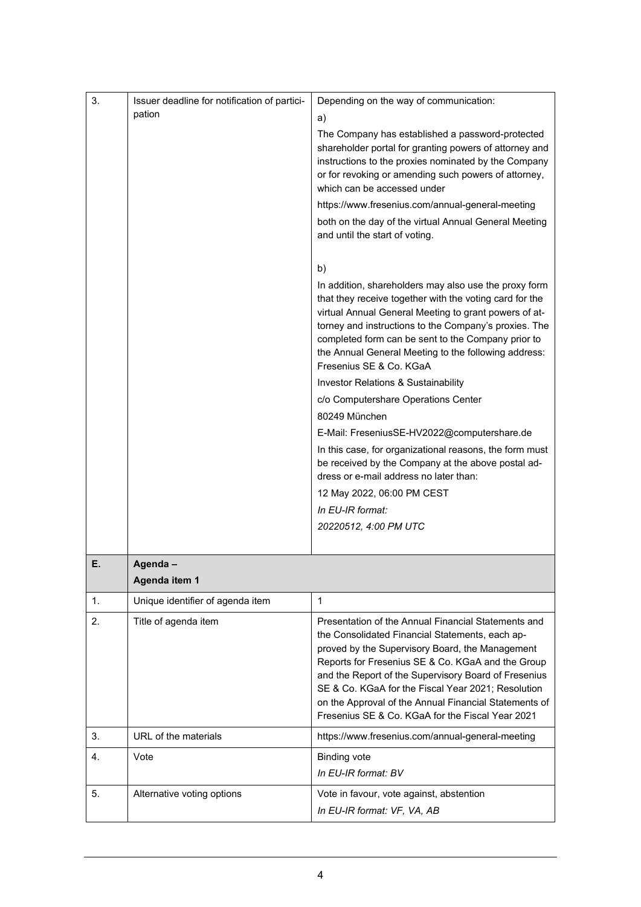| | | |
|---|---|---|
| 3. | Issuer deadline for notification of participation | Depending on the way of communication:<br><br>a)<br><br>The Company has established a password-protected shareholder portal for granting powers of attorney and instructions to the proxies nominated by the Company or for revoking or amending such powers of attorney, which can be accessed under<br><br>https://www.fresenius.com/annual-general-meeting<br><br>both on the day of the virtual Annual General Meeting and until the start of voting.<br><br>b)<br><br>In addition, shareholders may also use the proxy form that they receive together with the voting card for the virtual Annual General Meeting to grant powers of attorney and instructions to the Company's proxies. The completed form can be sent to the Company prior to the Annual General Meeting to the following address:<br>Fresenius SE & Co. KGaA<br><br>Investor Relations & Sustainability<br><br>c/o Computershare Operations Center<br><br>80249 München<br><br>E-Mail: FreseniusSE-HV2022@computershare.de<br><br>In this case, for organizational reasons, the form must be received by the Company at the above postal address or e-mail address no later than:<br><br>12 May 2022, 06:00 PM CEST<br><br>*In EU-IR format:*<br><br>*20220512, 4:00 PM UTC* |
| **E.** | **Agenda –**<br>**Agenda item 1** | |
| 1. | Unique identifier of agenda item | 1 |
| 2. | Title of agenda item | Presentation of the Annual Financial Statements and the Consolidated Financial Statements, each approved by the Supervisory Board, the Management Reports for Fresenius SE & Co. KGaA and the Group and the Report of the Supervisory Board of Fresenius SE & Co. KGaA for the Fiscal Year 2021; Resolution on the Approval of the Annual Financial Statements of Fresenius SE & Co. KGaA for the Fiscal Year 2021 |
| 3. | URL of the materials | https://www.fresenius.com/annual-general-meeting |
| 4. | Vote | Binding vote<br>*In EU-IR format: BV* |
| 5. | Alternative voting options | Vote in favour, vote against, abstention<br>*In EU-IR format: VF, VA, AB* |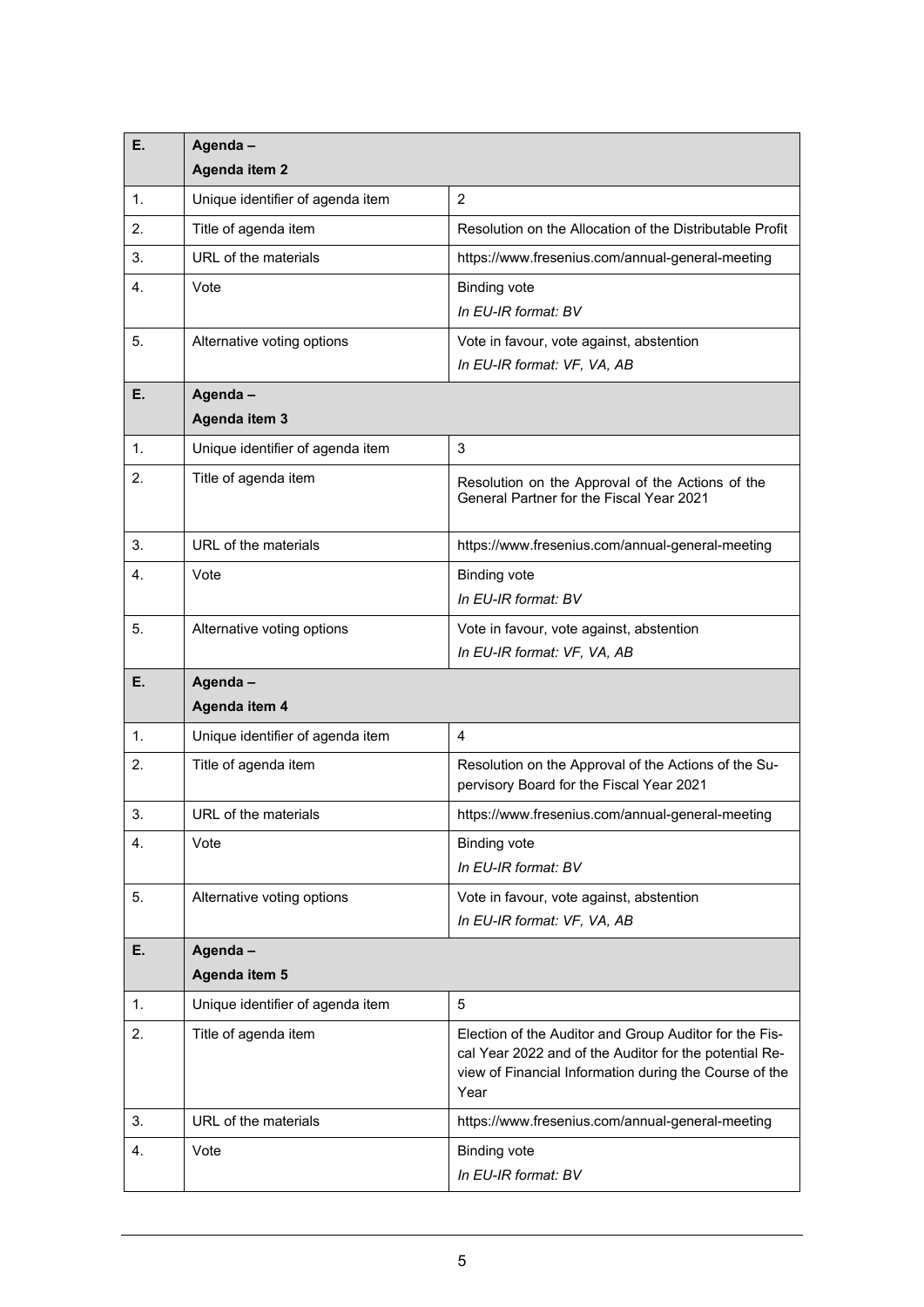| E. | Agenda –<br>Agenda item 2 | |
|---|---|---|
| 1. | Unique identifier of agenda item | 2 |
| 2. | Title of agenda item | Resolution on the Allocation of the Distributable Profit |
| 3. | URL of the materials | https://www.fresenius.com/annual-general-meeting |
| 4. | Vote | Binding vote<br>*In EU-IR format: BV* |
| 5. | Alternative voting options | Vote in favour, vote against, abstention<br>*In EU-IR format: VF, VA, AB* |
| **E.** | **Agenda –<br>Agenda item 3** | |
| 1. | Unique identifier of agenda item | 3 |
| 2. | Title of agenda item | Resolution on the Approval of the Actions of the General Partner for the Fiscal Year 2021 |
| 3. | URL of the materials | https://www.fresenius.com/annual-general-meeting |
| 4. | Vote | Binding vote<br>*In EU-IR format: BV* |
| 5. | Alternative voting options | Vote in favour, vote against, abstention<br>*In EU-IR format: VF, VA, AB* |
| **E.** | **Agenda –<br>Agenda item 4** | |
| 1. | Unique identifier of agenda item | 4 |
| 2. | Title of agenda item | Resolution on the Approval of the Actions of the Supervisory Board for the Fiscal Year 2021 |
| 3. | URL of the materials | https://www.fresenius.com/annual-general-meeting |
| 4. | Vote | Binding vote<br>*In EU-IR format: BV* |
| 5. | Alternative voting options | Vote in favour, vote against, abstention<br>*In EU-IR format: VF, VA, AB* |
| **E.** | **Agenda –<br>Agenda item 5** | |
| 1. | Unique identifier of agenda item | 5 |
| 2. | Title of agenda item | Election of the Auditor and Group Auditor for the Fiscal Year 2022 and of the Auditor for the potential Review of Financial Information during the Course of the Year |
| 3. | URL of the materials | https://www.fresenius.com/annual-general-meeting |
| 4. | Vote | Binding vote<br>*In EU-IR format: BV* |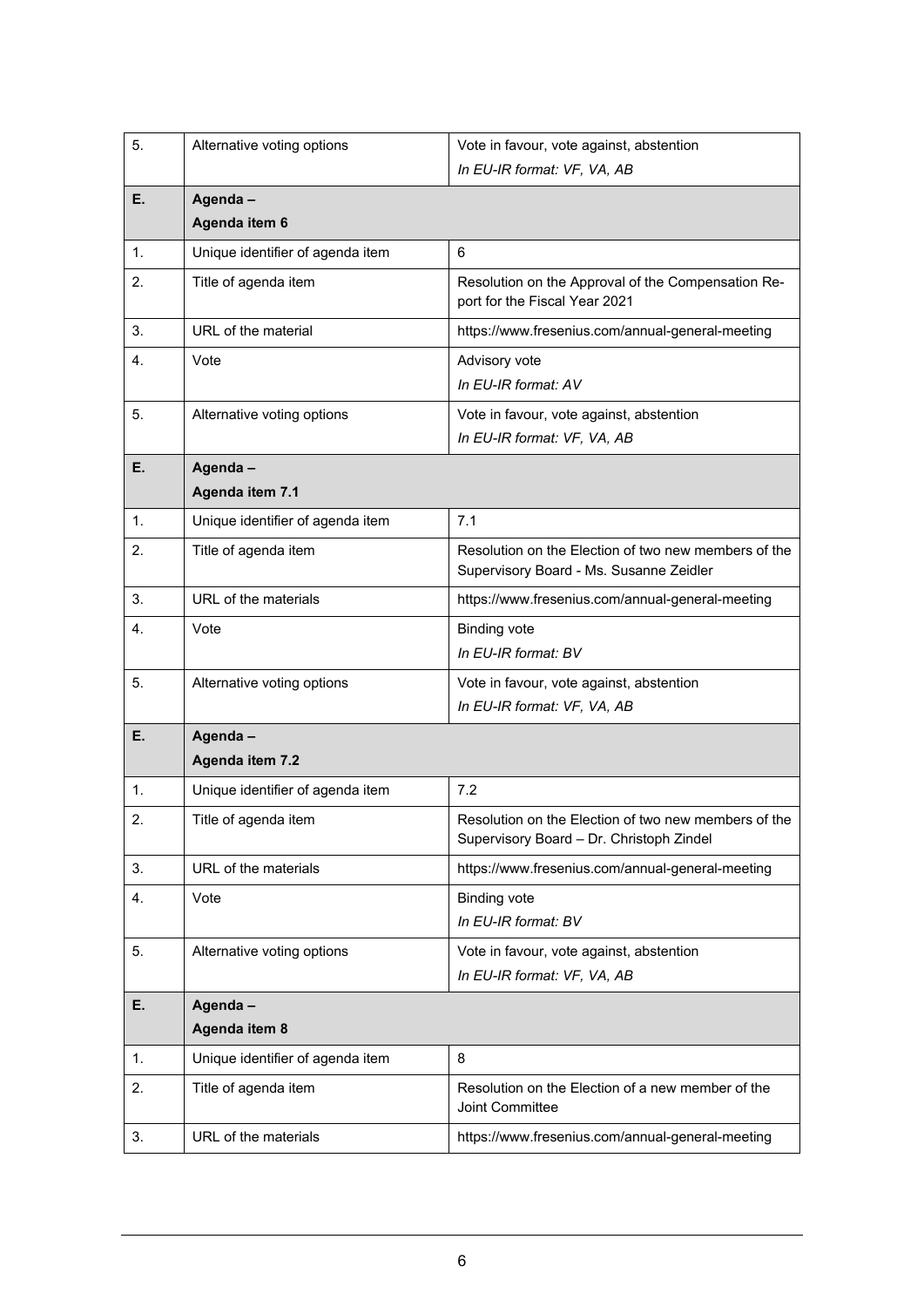| | | |
|---|---|---|
| 5. | Alternative voting options | Vote in favour, vote against, abstention<br>*In EU-IR format: VF, VA, AB* |
| **E.** | **Agenda –<br>Agenda item 6** | |
| 1. | Unique identifier of agenda item | 6 |
| 2. | Title of agenda item | Resolution on the Approval of the Compensation Report for the Fiscal Year 2021 |
| 3. | URL of the material | https://www.fresenius.com/annual-general-meeting |
| 4. | Vote | Advisory vote<br>*In EU-IR format: AV* |
| 5. | Alternative voting options | Vote in favour, vote against, abstention<br>*In EU-IR format: VF, VA, AB* |
| **E.** | **Agenda –<br>Agenda item 7.1** | |
| 1. | Unique identifier of agenda item | 7.1 |
| 2. | Title of agenda item | Resolution on the Election of two new members of the Supervisory Board - Ms. Susanne Zeidler |
| 3. | URL of the materials | https://www.fresenius.com/annual-general-meeting |
| 4. | Vote | Binding vote<br>*In EU-IR format: BV* |
| 5. | Alternative voting options | Vote in favour, vote against, abstention<br>*In EU-IR format: VF, VA, AB* |
| **E.** | **Agenda –<br>Agenda item 7.2** | |
| 1. | Unique identifier of agenda item | 7.2 |
| 2. | Title of agenda item | Resolution on the Election of two new members of the Supervisory Board – Dr. Christoph Zindel |
| 3. | URL of the materials | https://www.fresenius.com/annual-general-meeting |
| 4. | Vote | Binding vote<br>*In EU-IR format: BV* |
| 5. | Alternative voting options | Vote in favour, vote against, abstention<br>*In EU-IR format: VF, VA, AB* |
| **E.** | **Agenda –<br>Agenda item 8** | |
| 1. | Unique identifier of agenda item | 8 |
| 2. | Title of agenda item | Resolution on the Election of a new member of the Joint Committee |
| 3. | URL of the materials | https://www.fresenius.com/annual-general-meeting |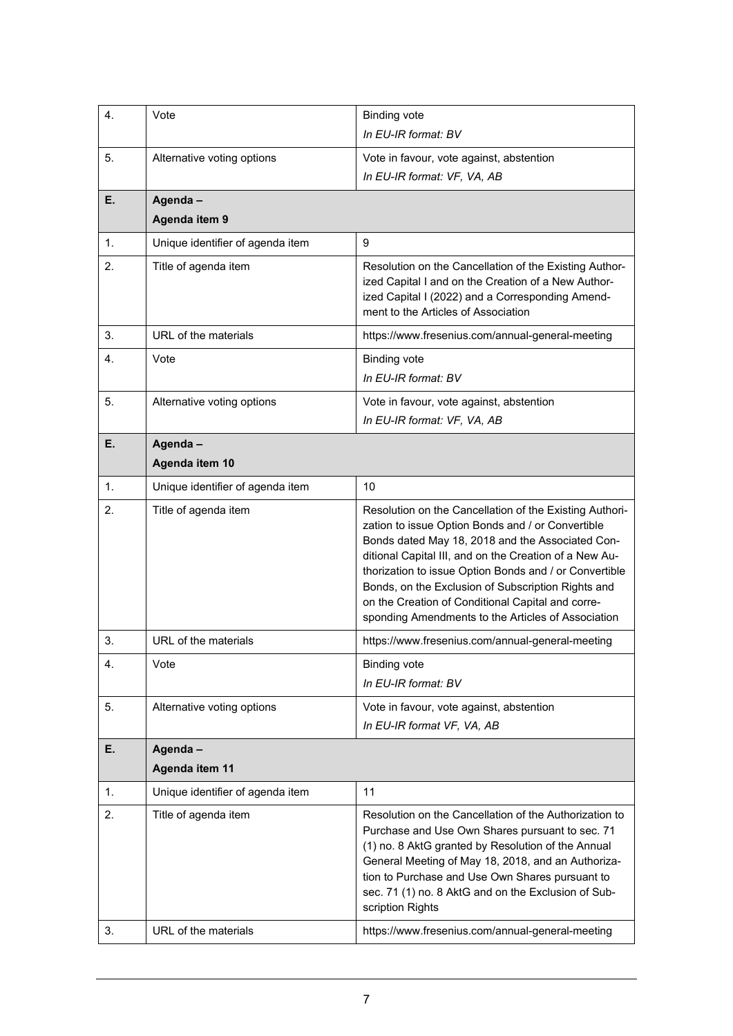| | | |
|---|---|---|
| 4. | Vote | Binding vote<br>*In EU-IR format: BV* |
| 5. | Alternative voting options | Vote in favour, vote against, abstention<br>*In EU-IR format: VF, VA, AB* |
| **E.** | **Agenda –**<br>**Agenda item 9** | |
| 1. | Unique identifier of agenda item | 9 |
| 2. | Title of agenda item | Resolution on the Cancellation of the Existing Authorized Capital I and on the Creation of a New Authorized Capital I (2022) and a Corresponding Amendment to the Articles of Association |
| 3. | URL of the materials | https://www.fresenius.com/annual-general-meeting |
| 4. | Vote | Binding vote<br>*In EU-IR format: BV* |
| 5. | Alternative voting options | Vote in favour, vote against, abstention<br>*In EU-IR format: VF, VA, AB* |
| **E.** | **Agenda –**<br>**Agenda item 10** | |
| 1. | Unique identifier of agenda item | 10 |
| 2. | Title of agenda item | Resolution on the Cancellation of the Existing Authorization to issue Option Bonds and / or Convertible Bonds dated May 18, 2018 and the Associated Conditional Capital III, and on the Creation of a New Authorization to issue Option Bonds and / or Convertible Bonds, on the Exclusion of Subscription Rights and on the Creation of Conditional Capital and corresponding Amendments to the Articles of Association |
| 3. | URL of the materials | https://www.fresenius.com/annual-general-meeting |
| 4. | Vote | Binding vote<br>*In EU-IR format: BV* |
| 5. | Alternative voting options | Vote in favour, vote against, abstention<br>*In EU-IR format VF, VA, AB* |
| **E.** | **Agenda –**<br>**Agenda item 11** | |
| 1. | Unique identifier of agenda item | 11 |
| 2. | Title of agenda item | Resolution on the Cancellation of the Authorization to Purchase and Use Own Shares pursuant to sec. 71 (1) no. 8 AktG granted by Resolution of the Annual General Meeting of May 18, 2018, and an Authorization to Purchase and Use Own Shares pursuant to sec. 71 (1) no. 8 AktG and on the Exclusion of Subscription Rights |
| 3. | URL of the materials | https://www.fresenius.com/annual-general-meeting |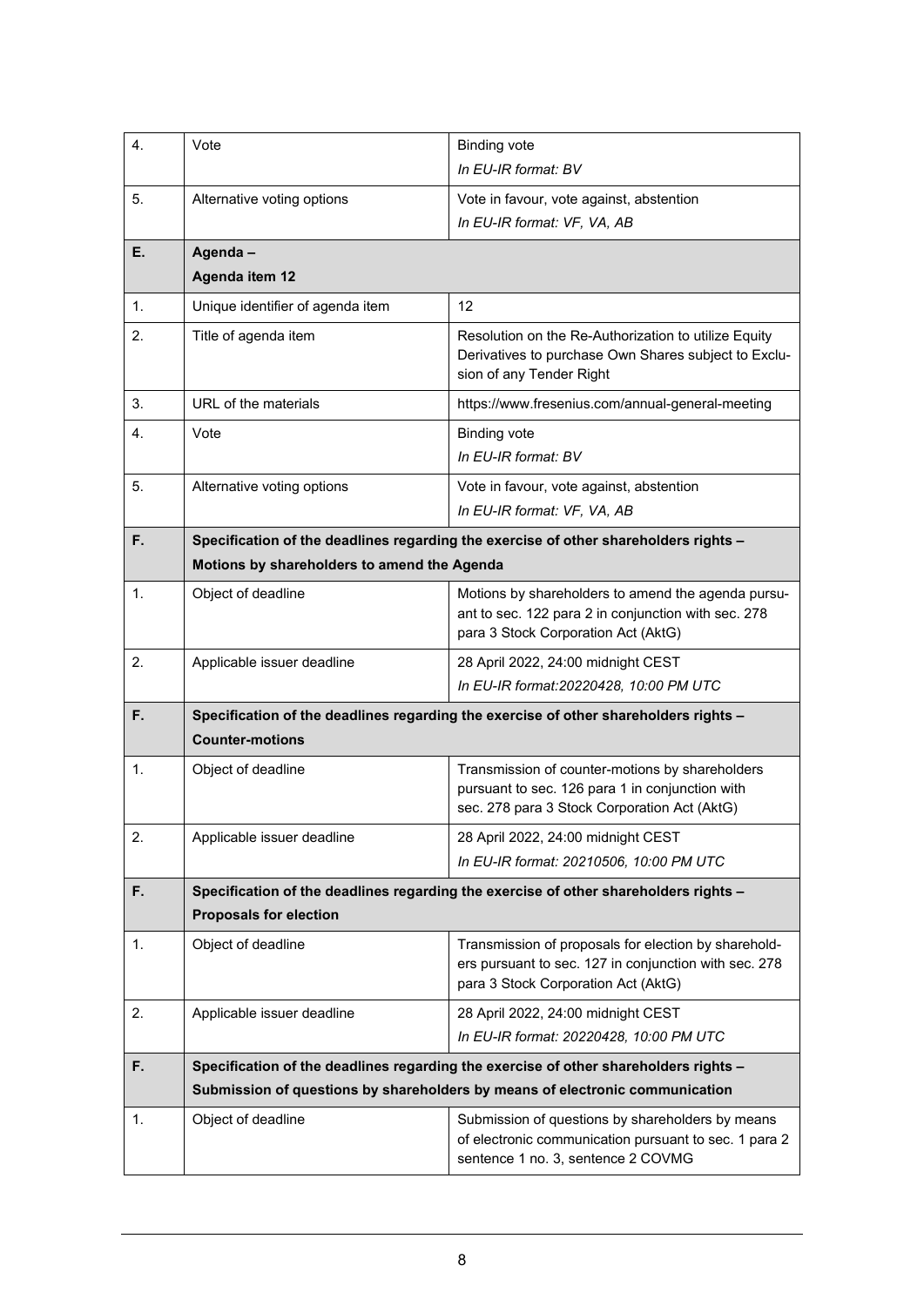| | | |
|---|---|---|
| 4. | Vote | Binding vote<br>*In EU-IR format: BV* |
| 5. | Alternative voting options | Vote in favour, vote against, abstention<br>*In EU-IR format: VF, VA, AB* |
| **E.** | **Agenda –<br>Agenda item 12** | |
| 1. | Unique identifier of agenda item | 12 |
| 2. | Title of agenda item | Resolution on the Re-Authorization to utilize Equity Derivatives to purchase Own Shares subject to Exclusion of any Tender Right |
| 3. | URL of the materials | https://www.fresenius.com/annual-general-meeting |
| 4. | Vote | Binding vote<br>*In EU-IR format: BV* |
| 5. | Alternative voting options | Vote in favour, vote against, abstention<br>*In EU-IR format: VF, VA, AB* |
| **F.** | **Specification of the deadlines regarding the exercise of other shareholders rights –<br>Motions by shareholders to amend the Agenda** | |
| 1. | Object of deadline | Motions by shareholders to amend the agenda pursuant to sec. 122 para 2 in conjunction with sec. 278 para 3 Stock Corporation Act (AktG) |
| 2. | Applicable issuer deadline | 28 April 2022, 24:00 midnight CEST<br>*In EU-IR format:20220428, 10:00 PM UTC* |
| **F.** | **Specification of the deadlines regarding the exercise of other shareholders rights –<br>Counter-motions** | |
| 1. | Object of deadline | Transmission of counter-motions by shareholders pursuant to sec. 126 para 1 in conjunction with sec. 278 para 3 Stock Corporation Act (AktG) |
| 2. | Applicable issuer deadline | 28 April 2022, 24:00 midnight CEST<br>*In EU-IR format: 20210506, 10:00 PM UTC* |
| **F.** | **Specification of the deadlines regarding the exercise of other shareholders rights –<br>Proposals for election** | |
| 1. | Object of deadline | Transmission of proposals for election by shareholders pursuant to sec. 127 in conjunction with sec. 278 para 3 Stock Corporation Act (AktG) |
| 2. | Applicable issuer deadline | 28 April 2022, 24:00 midnight CEST<br>*In EU-IR format: 20220428, 10:00 PM UTC* |
| **F.** | **Specification of the deadlines regarding the exercise of other shareholders rights –<br>Submission of questions by shareholders by means of electronic communication** | |
| 1. | Object of deadline | Submission of questions by shareholders by means of electronic communication pursuant to sec. 1 para 2 sentence 1 no. 3, sentence 2 COVMG |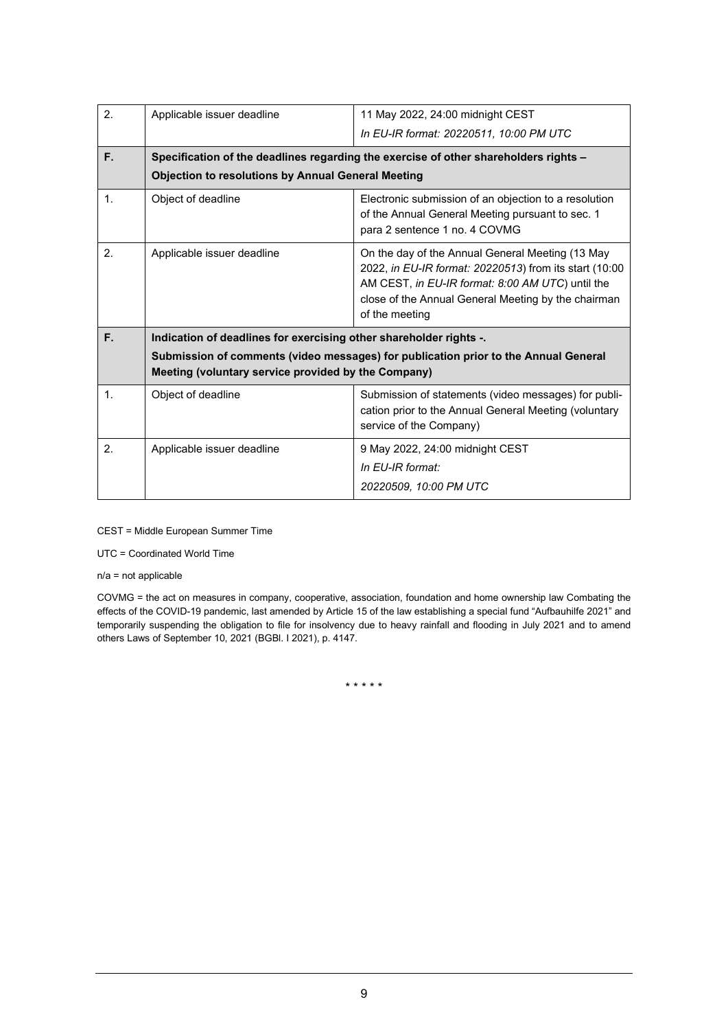| | | |
|---|---|---|
| 2. | Applicable issuer deadline | 11 May 2022, 24:00 midnight CEST<br>*In EU-IR format: 20220511, 10:00 PM UTC* |
| **F.** | **Specification of the deadlines regarding the exercise of other shareholders rights – Objection to resolutions by Annual General Meeting** | |
| 1. | Object of deadline | Electronic submission of an objection to a resolution of the Annual General Meeting pursuant to sec. 1 para 2 sentence 1 no. 4 COVMG |
| 2. | Applicable issuer deadline | On the day of the Annual General Meeting (13 May 2022, *in EU-IR format: 20220513*) from its start (10:00 AM CEST, *in EU-IR format: 8:00 AM UTC*) until the close of the Annual General Meeting by the chairman of the meeting |
| **F.** | **Indication of deadlines for exercising other shareholder rights -.**<br>**Submission of comments (video messages) for publication prior to the Annual General Meeting (voluntary service provided by the Company)** | |
| 1. | Object of deadline | Submission of statements (video messages) for publi-cation prior to the Annual General Meeting (voluntary service of the Company) |
| 2. | Applicable issuer deadline | 9 May 2022, 24:00 midnight CEST<br>*In EU-IR format:*<br>*20220509, 10:00 PM UTC* |

CEST = Middle European Summer Time

UTC = Coordinated World Time

n/a = not applicable

COVMG = the act on measures in company, cooperative, association, foundation and home ownership law Combating the effects of the COVID-19 pandemic, last amended by Article 15 of the law establishing a special fund "Aufbauhilfe 2021" and temporarily suspending the obligation to file for insolvency due to heavy rainfall and flooding in July 2021 and to amend others Laws of September 10, 2021 (BGBl. I 2021), p. 4147.

\* \* \* \* \*